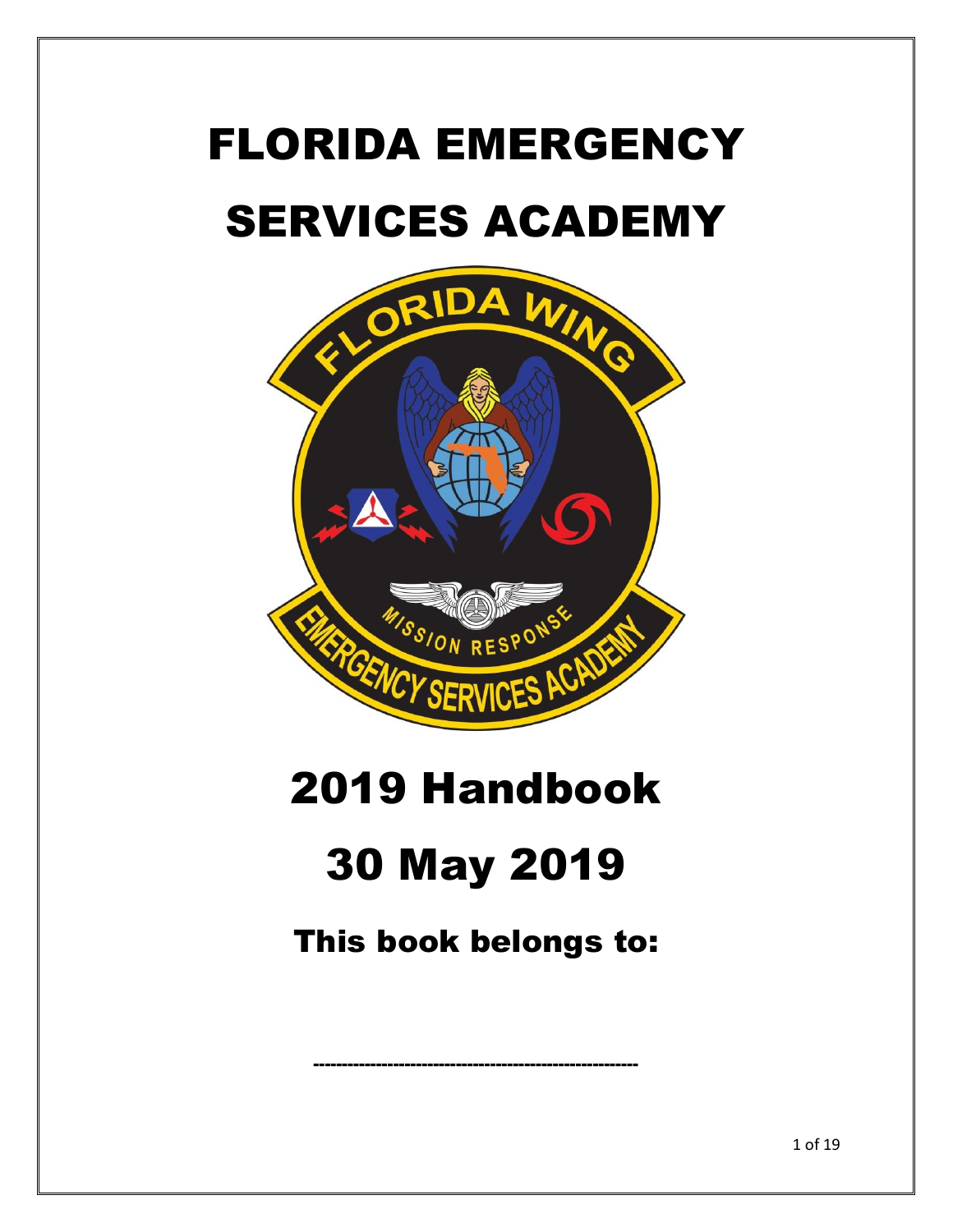# FLORIDA EMERGENCY SERVICES ACADEMY

# 2019 Handbook

# 30 May 2019

## This book belongs to:

--------------------------------------------------------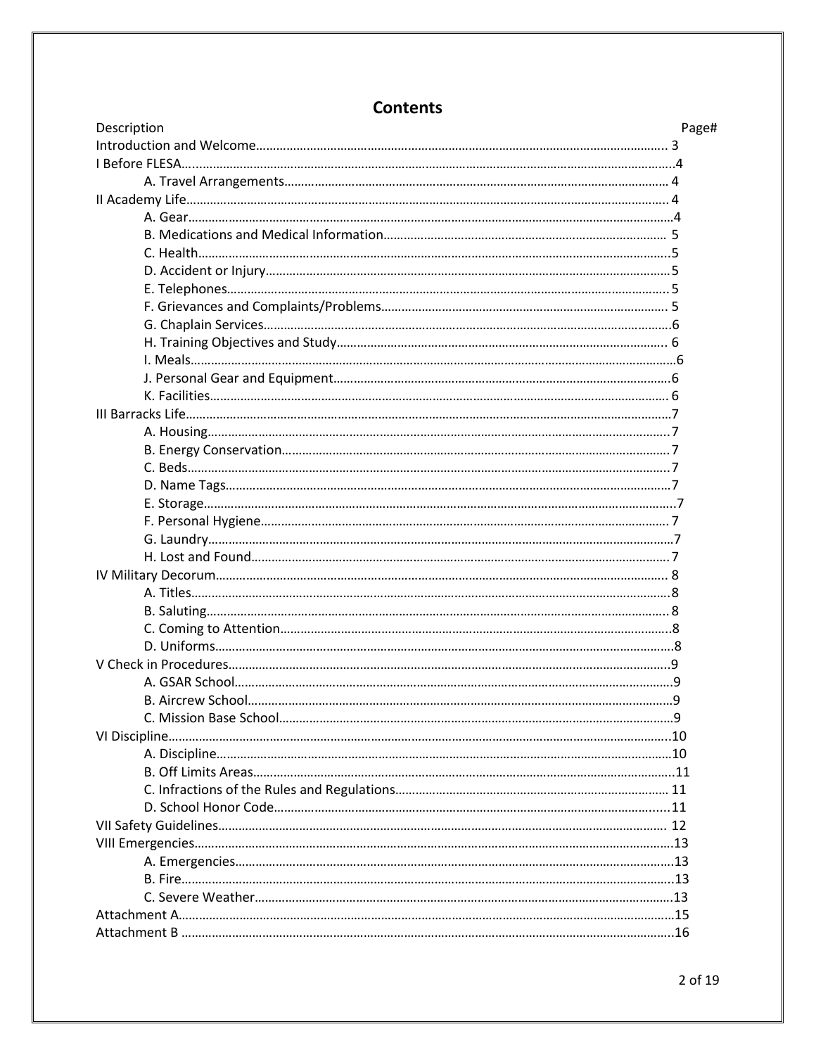# Contents

| Description | Page# |
| --- | --- |
| Introduction and Welcome | 3 |
| I Before FLESA | 4 |
| A. Travel Arrangements | 4 |
| II Academy Life | 4 |
| A. Gear | 4 |
| B. Medications and Medical Information | 5 |
| C. Health | 5 |
| D. Accident or Injury | 5 |
| E. Telephones | 5 |
| F. Grievances and Complaints/Problems | 5 |
| G. Chaplain Services | 6 |
| H. Training Objectives and Study | 6 |
| I. Meals | 6 |
| J. Personal Gear and Equipment | 6 |
| K. Facilities | 6 |
| III Barracks Life | 7 |
| A. Housing | 7 |
| B. Energy Conservation | 7 |
| C. Beds | 7 |
| D. Name Tags | 7 |
| E. Storage | 7 |
| F. Personal Hygiene | 7 |
| G. Laundry | 7 |
| H. Lost and Found | 7 |
| IV Military Decorum | 8 |
| A. Titles | 8 |
| B. Saluting | 8 |
| C. Coming to Attention | 8 |
| D. Uniforms | 8 |
| V Check in Procedures | 9 |
| A. GSAR School | 9 |
| B. Aircrew School | 9 |
| C. Mission Base School | 9 |
| VI Discipline | 10 |
| A. Discipline | 10 |
| B. Off Limits Areas | 11 |
| C. Infractions of the Rules and Regulations | 11 |
| D. School Honor Code | 11 |
| VII Safety Guidelines | 12 |
| VIII Emergencies | 13 |
| A. Emergencies | 13 |
| B. Fire | 13 |
| C. Severe Weather | 13 |
| Attachment A | 15 |
| Attachment B | 16 |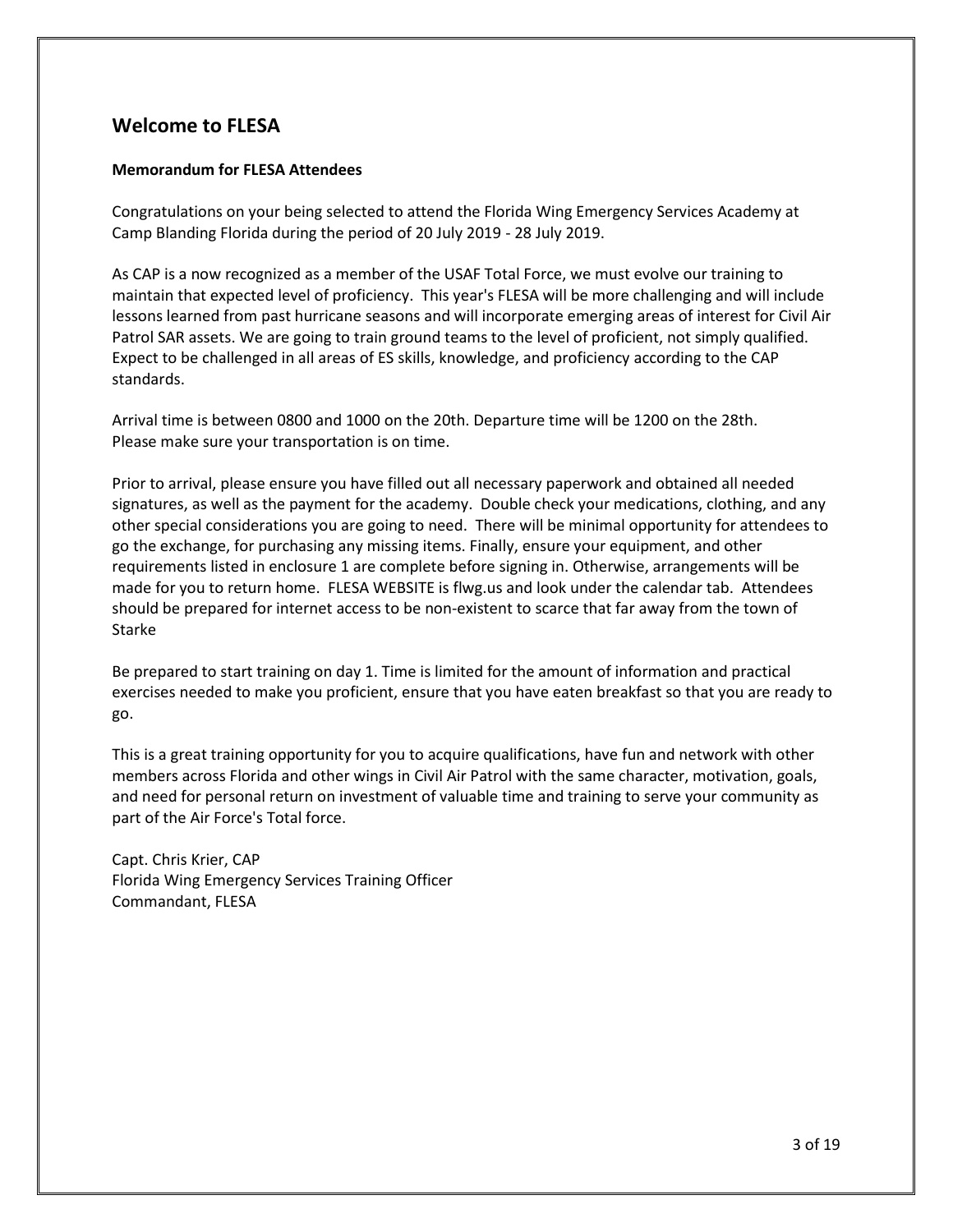## Welcome to FLESA

**Memorandum for FLESA Attendees**

Congratulations on your being selected to attend the Florida Wing Emergency Services Academy at Camp Blanding Florida during the period of 20 July 2019 - 28 July 2019.

As CAP is a now recognized as a member of the USAF Total Force, we must evolve our training to maintain that expected level of proficiency. This year's FLESA will be more challenging and will include lessons learned from past hurricane seasons and will incorporate emerging areas of interest for Civil Air Patrol SAR assets. We are going to train ground teams to the level of proficient, not simply qualified. Expect to be challenged in all areas of ES skills, knowledge, and proficiency according to the CAP standards.

Arrival time is between 0800 and 1000 on the 20th. Departure time will be 1200 on the 28th.
Please make sure your transportation is on time.

Prior to arrival, please ensure you have filled out all necessary paperwork and obtained all needed signatures, as well as the payment for the academy. Double check your medications, clothing, and any other special considerations you are going to need. There will be minimal opportunity for attendees to go the exchange, for purchasing any missing items. Finally, ensure your equipment, and other requirements listed in enclosure 1 are complete before signing in. Otherwise, arrangements will be made for you to return home. FLESA WEBSITE is flwg.us and look under the calendar tab. Attendees should be prepared for internet access to be non-existent to scarce that far away from the town of Starke

Be prepared to start training on day 1. Time is limited for the amount of information and practical exercises needed to make you proficient, ensure that you have eaten breakfast so that you are ready to go.

This is a great training opportunity for you to acquire qualifications, have fun and network with other members across Florida and other wings in Civil Air Patrol with the same character, motivation, goals, and need for personal return on investment of valuable time and training to serve your community as part of the Air Force's Total force.

Capt. Chris Krier, CAP
Florida Wing Emergency Services Training Officer
Commandant, FLESA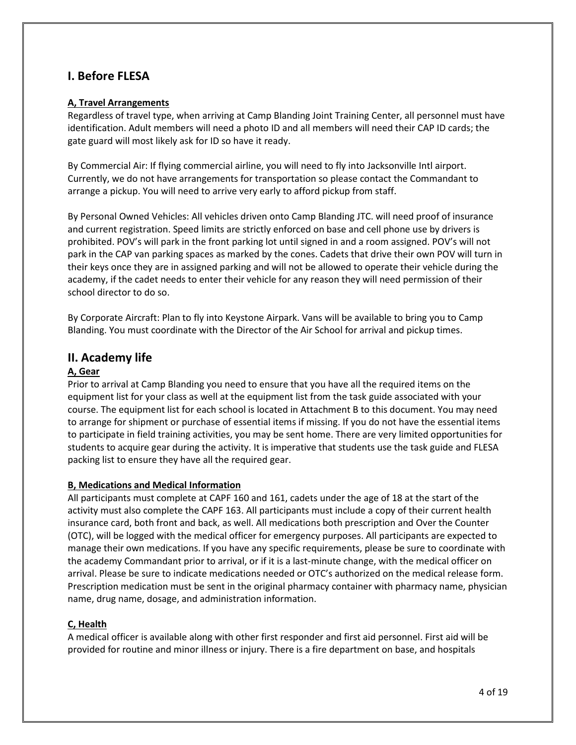## I. Before FLESA

**A, Travel Arrangements**

Regardless of travel type, when arriving at Camp Blanding Joint Training Center, all personnel must have identification. Adult members will need a photo ID and all members will need their CAP ID cards; the gate guard will most likely ask for ID so have it ready.

By Commercial Air: If flying commercial airline, you will need to fly into Jacksonville Intl airport. Currently, we do not have arrangements for transportation so please contact the Commandant to arrange a pickup. You will need to arrive very early to afford pickup from staff.

By Personal Owned Vehicles: All vehicles driven onto Camp Blanding JTC. will need proof of insurance and current registration. Speed limits are strictly enforced on base and cell phone use by drivers is prohibited. POV's will park in the front parking lot until signed in and a room assigned. POV's will not park in the CAP van parking spaces as marked by the cones. Cadets that drive their own POV will turn in their keys once they are in assigned parking and will not be allowed to operate their vehicle during the academy, if the cadet needs to enter their vehicle for any reason they will need permission of their school director to do so.

By Corporate Aircraft: Plan to fly into Keystone Airpark. Vans will be available to bring you to Camp Blanding. You must coordinate with the Director of the Air School for arrival and pickup times.

## II. Academy life

**A, Gear**

Prior to arrival at Camp Blanding you need to ensure that you have all the required items on the equipment list for your class as well at the equipment list from the task guide associated with your course. The equipment list for each school is located in Attachment B to this document. You may need to arrange for shipment or purchase of essential items if missing. If you do not have the essential items to participate in field training activities, you may be sent home. There are very limited opportunities for students to acquire gear during the activity. It is imperative that students use the task guide and FLESA packing list to ensure they have all the required gear.

**B, Medications and Medical Information**

All participants must complete at CAPF 160 and 161, cadets under the age of 18 at the start of the activity must also complete the CAPF 163. All participants must include a copy of their current health insurance card, both front and back, as well. All medications both prescription and Over the Counter (OTC), will be logged with the medical officer for emergency purposes. All participants are expected to manage their own medications. If you have any specific requirements, please be sure to coordinate with the academy Commandant prior to arrival, or if it is a last-minute change, with the medical officer on arrival. Please be sure to indicate medications needed or OTC's authorized on the medical release form. Prescription medication must be sent in the original pharmacy container with pharmacy name, physician name, drug name, dosage, and administration information.

**C, Health**

A medical officer is available along with other first responder and first aid personnel. First aid will be provided for routine and minor illness or injury. There is a fire department on base, and hospitals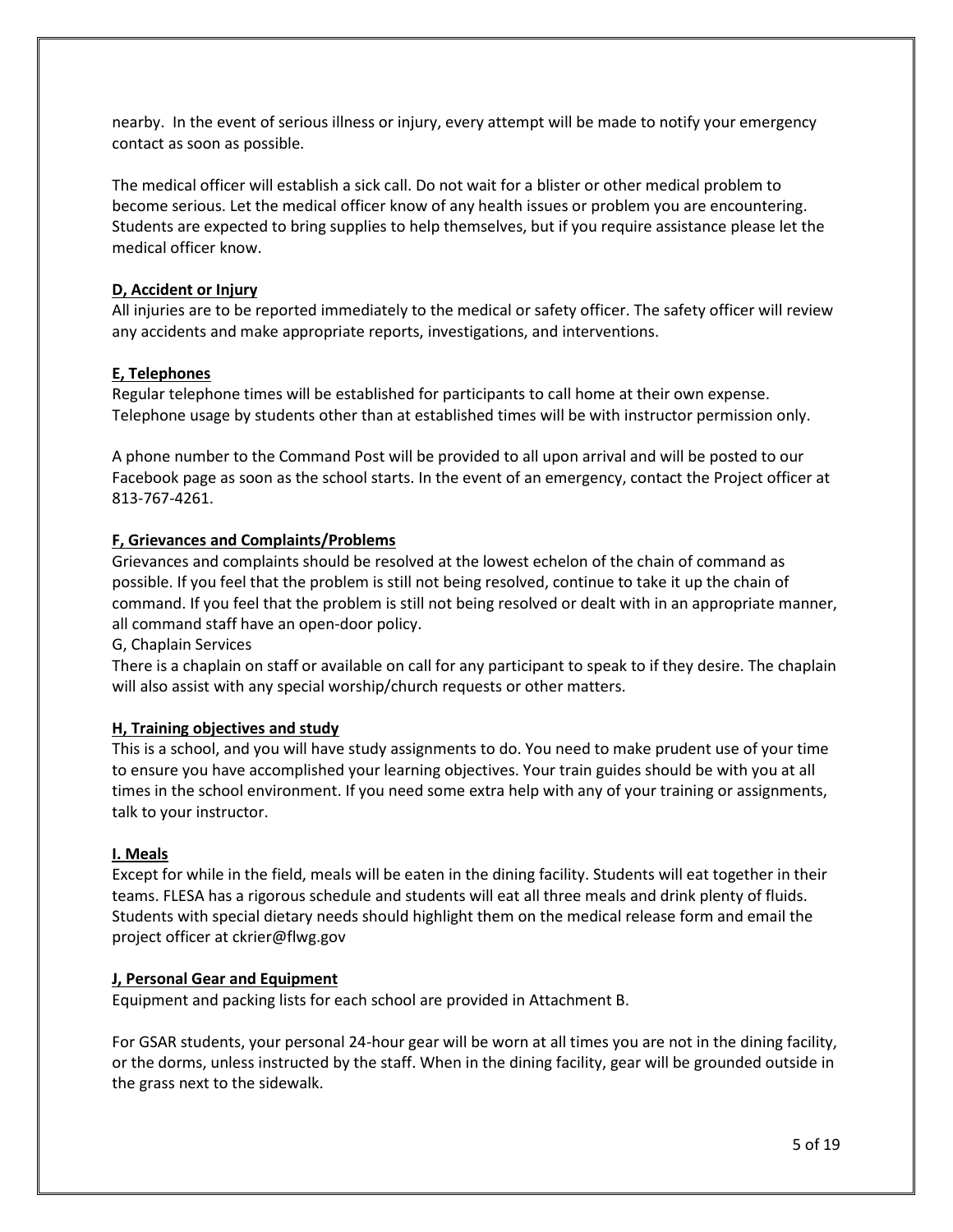nearby. In the event of serious illness or injury, every attempt will be made to notify your emergency contact as soon as possible.

The medical officer will establish a sick call. Do not wait for a blister or other medical problem to become serious. Let the medical officer know of any health issues or problem you are encountering. Students are expected to bring supplies to help themselves, but if you require assistance please let the medical officer know.

**D, Accident or Injury**

All injuries are to be reported immediately to the medical or safety officer. The safety officer will review any accidents and make appropriate reports, investigations, and interventions.

**E, Telephones**

Regular telephone times will be established for participants to call home at their own expense. Telephone usage by students other than at established times will be with instructor permission only.

A phone number to the Command Post will be provided to all upon arrival and will be posted to our Facebook page as soon as the school starts. In the event of an emergency, contact the Project officer at 813-767-4261.

**F, Grievances and Complaints/Problems**

Grievances and complaints should be resolved at the lowest echelon of the chain of command as possible. If you feel that the problem is still not being resolved, continue to take it up the chain of command. If you feel that the problem is still not being resolved or dealt with in an appropriate manner, all command staff have an open-door policy.

G, Chaplain Services

There is a chaplain on staff or available on call for any participant to speak to if they desire. The chaplain will also assist with any special worship/church requests or other matters.

**H, Training objectives and study**

This is a school, and you will have study assignments to do. You need to make prudent use of your time to ensure you have accomplished your learning objectives. Your train guides should be with you at all times in the school environment. If you need some extra help with any of your training or assignments, talk to your instructor.

**I. Meals**

Except for while in the field, meals will be eaten in the dining facility. Students will eat together in their teams. FLESA has a rigorous schedule and students will eat all three meals and drink plenty of fluids. Students with special dietary needs should highlight them on the medical release form and email the project officer at ckrier@flwg.gov

**J, Personal Gear and Equipment**

Equipment and packing lists for each school are provided in Attachment B.

For GSAR students, your personal 24-hour gear will be worn at all times you are not in the dining facility, or the dorms, unless instructed by the staff. When in the dining facility, gear will be grounded outside in the grass next to the sidewalk.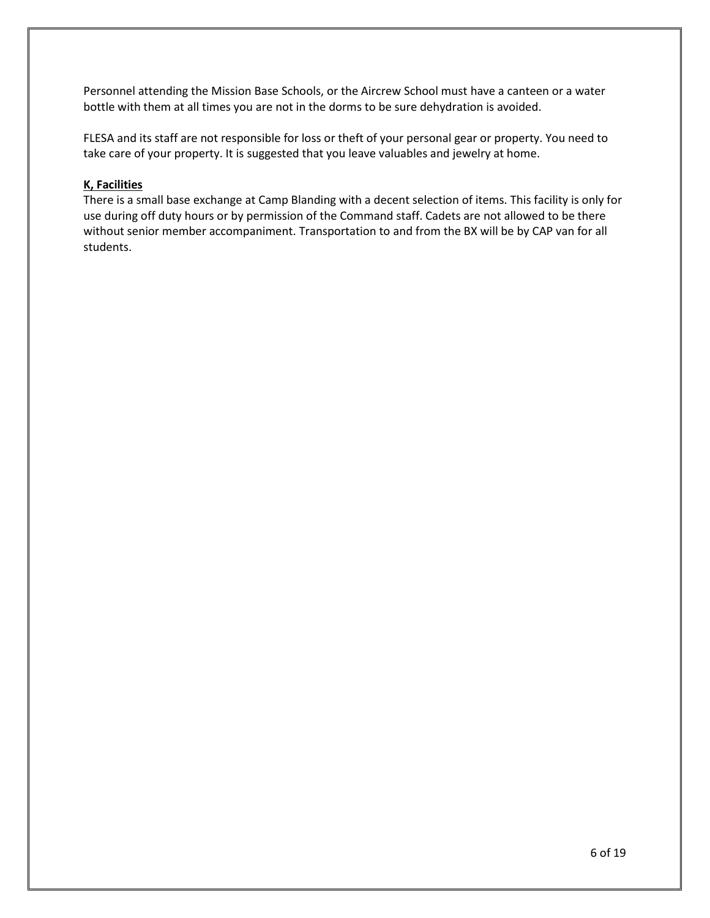Personnel attending the Mission Base Schools, or the Aircrew School must have a canteen or a water bottle with them at all times you are not in the dorms to be sure dehydration is avoided.

FLESA and its staff are not responsible for loss or theft of your personal gear or property. You need to take care of your property. It is suggested that you leave valuables and jewelry at home.

**K, Facilities**

There is a small base exchange at Camp Blanding with a decent selection of items. This facility is only for use during off duty hours or by permission of the Command staff. Cadets are not allowed to be there without senior member accompaniment. Transportation to and from the BX will be by CAP van for all students.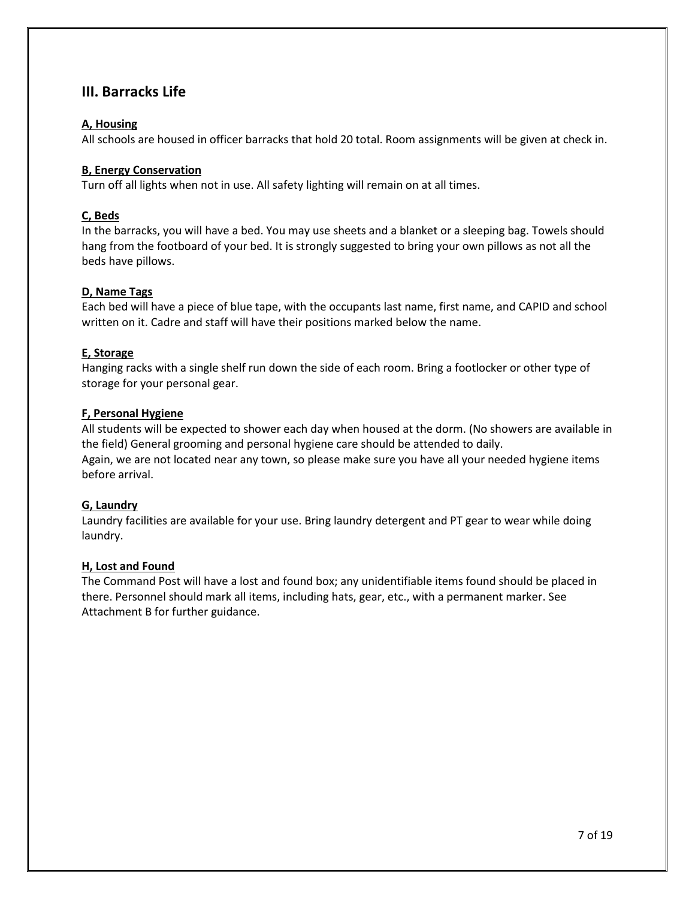## III. Barracks Life

**A, Housing**

All schools are housed in officer barracks that hold 20 total. Room assignments will be given at check in.

**B, Energy Conservation**

Turn off all lights when not in use. All safety lighting will remain on at all times.

**C, Beds**

In the barracks, you will have a bed. You may use sheets and a blanket or a sleeping bag. Towels should hang from the footboard of your bed. It is strongly suggested to bring your own pillows as not all the beds have pillows.

**D, Name Tags**

Each bed will have a piece of blue tape, with the occupants last name, first name, and CAPID and school written on it. Cadre and staff will have their positions marked below the name.

**E, Storage**

Hanging racks with a single shelf run down the side of each room. Bring a footlocker or other type of storage for your personal gear.

**F, Personal Hygiene**

All students will be expected to shower each day when housed at the dorm. (No showers are available in the field) General grooming and personal hygiene care should be attended to daily.
Again, we are not located near any town, so please make sure you have all your needed hygiene items before arrival.

**G, Laundry**

Laundry facilities are available for your use. Bring laundry detergent and PT gear to wear while doing laundry.

**H, Lost and Found**

The Command Post will have a lost and found box; any unidentifiable items found should be placed in there. Personnel should mark all items, including hats, gear, etc., with a permanent marker. See Attachment B for further guidance.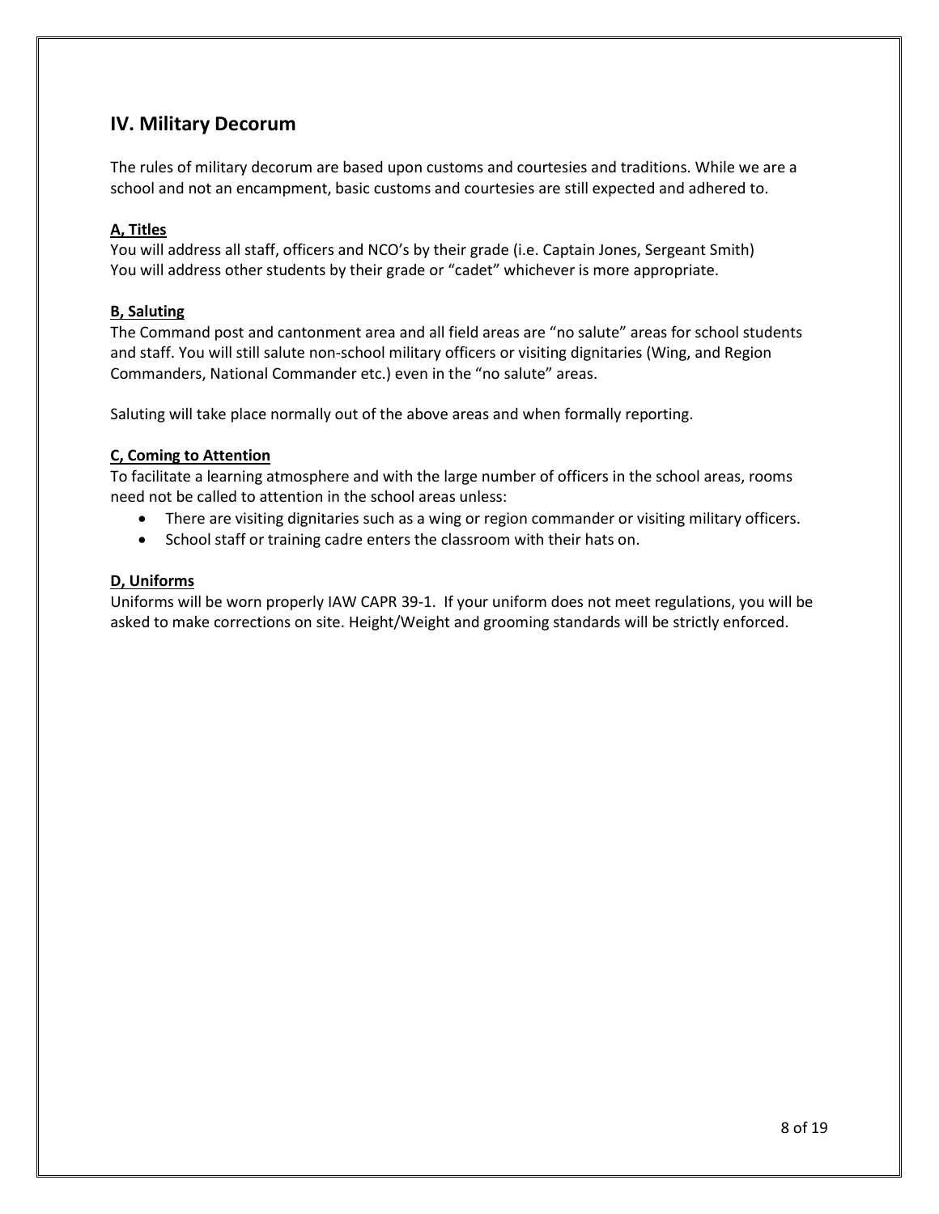## IV. Military Decorum

The rules of military decorum are based upon customs and courtesies and traditions. While we are a school and not an encampment, basic customs and courtesies are still expected and adhered to.

### A, Titles

You will address all staff, officers and NCO's by their grade (i.e. Captain Jones, Sergeant Smith)
You will address other students by their grade or "cadet" whichever is more appropriate.

### B, Saluting

The Command post and cantonment area and all field areas are "no salute" areas for school students and staff. You will still salute non-school military officers or visiting dignitaries (Wing, and Region Commanders, National Commander etc.) even in the "no salute" areas.

Saluting will take place normally out of the above areas and when formally reporting.

### C, Coming to Attention

To facilitate a learning atmosphere and with the large number of officers in the school areas, rooms need not be called to attention in the school areas unless:

- There are visiting dignitaries such as a wing or region commander or visiting military officers.
- School staff or training cadre enters the classroom with their hats on.

### D, Uniforms

Uniforms will be worn properly IAW CAPR 39-1. If your uniform does not meet regulations, you will be asked to make corrections on site. Height/Weight and grooming standards will be strictly enforced.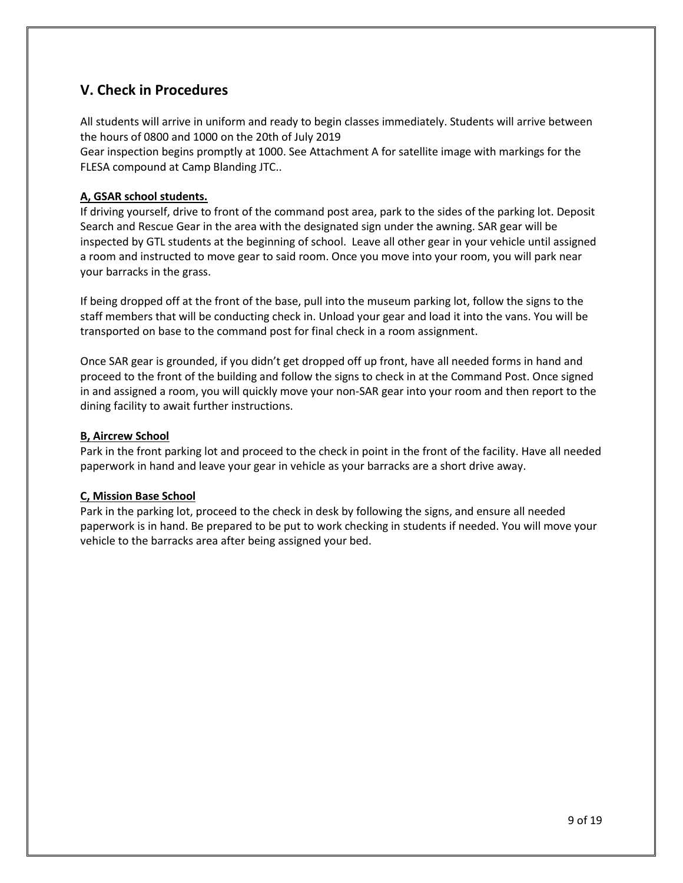## V. Check in Procedures

All students will arrive in uniform and ready to begin classes immediately. Students will arrive between the hours of 0800 and 1000 on the 20th of July 2019
Gear inspection begins promptly at 1000. See Attachment A for satellite image with markings for the FLESA compound at Camp Blanding JTC..

**A, GSAR school students.**

If driving yourself, drive to front of the command post area, park to the sides of the parking lot. Deposit Search and Rescue Gear in the area with the designated sign under the awning. SAR gear will be inspected by GTL students at the beginning of school. Leave all other gear in your vehicle until assigned a room and instructed to move gear to said room. Once you move into your room, you will park near your barracks in the grass.

If being dropped off at the front of the base, pull into the museum parking lot, follow the signs to the staff members that will be conducting check in. Unload your gear and load it into the vans. You will be transported on base to the command post for final check in a room assignment.

Once SAR gear is grounded, if you didn't get dropped off up front, have all needed forms in hand and proceed to the front of the building and follow the signs to check in at the Command Post. Once signed in and assigned a room, you will quickly move your non-SAR gear into your room and then report to the dining facility to await further instructions.

**B, Aircrew School**

Park in the front parking lot and proceed to the check in point in the front of the facility. Have all needed paperwork in hand and leave your gear in vehicle as your barracks are a short drive away.

**C, Mission Base School**

Park in the parking lot, proceed to the check in desk by following the signs, and ensure all needed paperwork is in hand. Be prepared to be put to work checking in students if needed. You will move your vehicle to the barracks area after being assigned your bed.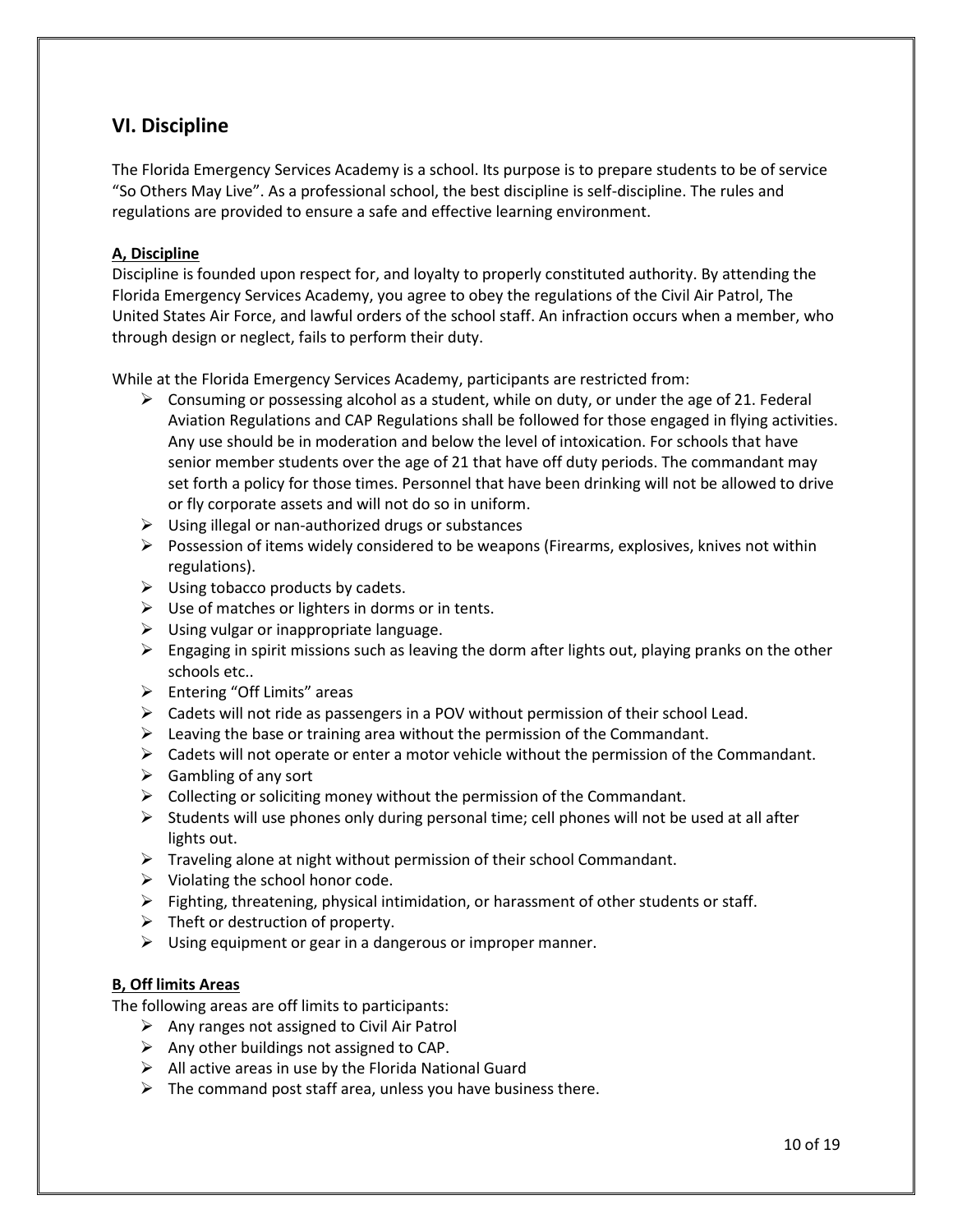## VI. Discipline

The Florida Emergency Services Academy is a school. Its purpose is to prepare students to be of service "So Others May Live". As a professional school, the best discipline is self-discipline. The rules and regulations are provided to ensure a safe and effective learning environment.

### A, Discipline

Discipline is founded upon respect for, and loyalty to properly constituted authority. By attending the Florida Emergency Services Academy, you agree to obey the regulations of the Civil Air Patrol, The United States Air Force, and lawful orders of the school staff. An infraction occurs when a member, who through design or neglect, fails to perform their duty.

While at the Florida Emergency Services Academy, participants are restricted from:

- Consuming or possessing alcohol as a student, while on duty, or under the age of 21. Federal Aviation Regulations and CAP Regulations shall be followed for those engaged in flying activities. Any use should be in moderation and below the level of intoxication. For schools that have senior member students over the age of 21 that have off duty periods. The commandant may set forth a policy for those times. Personnel that have been drinking will not be allowed to drive or fly corporate assets and will not do so in uniform.
- Using illegal or nan-authorized drugs or substances
- Possession of items widely considered to be weapons (Firearms, explosives, knives not within regulations).
- Using tobacco products by cadets.
- Use of matches or lighters in dorms or in tents.
- Using vulgar or inappropriate language.
- Engaging in spirit missions such as leaving the dorm after lights out, playing pranks on the other schools etc..
- Entering "Off Limits" areas
- Cadets will not ride as passengers in a POV without permission of their school Lead.
- Leaving the base or training area without the permission of the Commandant.
- Cadets will not operate or enter a motor vehicle without the permission of the Commandant.
- Gambling of any sort
- Collecting or soliciting money without the permission of the Commandant.
- Students will use phones only during personal time; cell phones will not be used at all after lights out.
- Traveling alone at night without permission of their school Commandant.
- Violating the school honor code.
- Fighting, threatening, physical intimidation, or harassment of other students or staff.
- Theft or destruction of property.
- Using equipment or gear in a dangerous or improper manner.

### B, Off limits Areas

The following areas are off limits to participants:

- Any ranges not assigned to Civil Air Patrol
- Any other buildings not assigned to CAP.
- All active areas in use by the Florida National Guard
- The command post staff area, unless you have business there.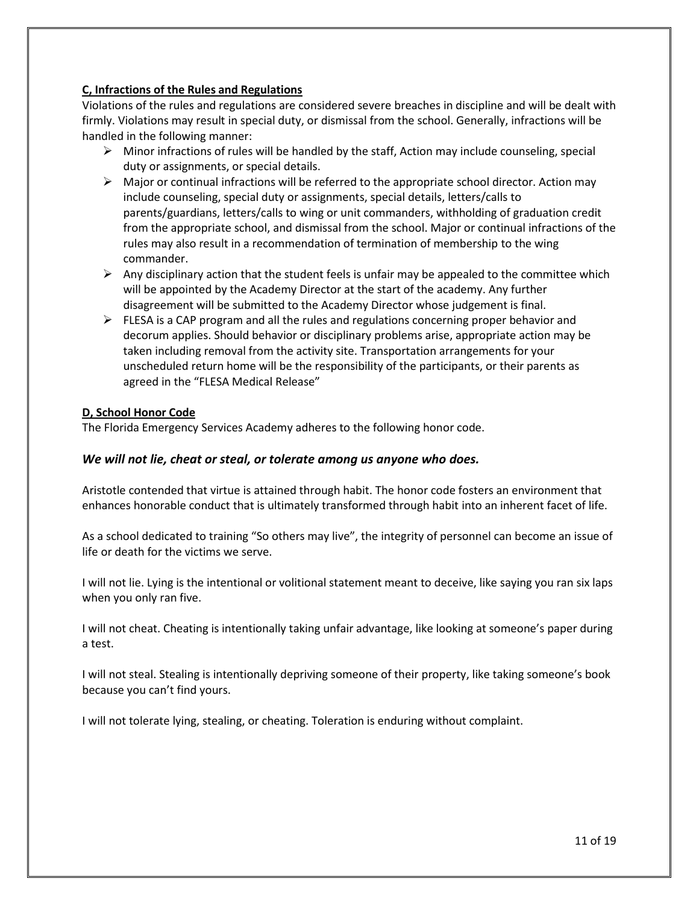**C, Infractions of the Rules and Regulations**

Violations of the rules and regulations are considered severe breaches in discipline and will be dealt with firmly. Violations may result in special duty, or dismissal from the school. Generally, infractions will be handled in the following manner:

- Minor infractions of rules will be handled by the staff, Action may include counseling, special duty or assignments, or special details.
- Major or continual infractions will be referred to the appropriate school director. Action may include counseling, special duty or assignments, special details, letters/calls to parents/guardians, letters/calls to wing or unit commanders, withholding of graduation credit from the appropriate school, and dismissal from the school. Major or continual infractions of the rules may also result in a recommendation of termination of membership to the wing commander.
- Any disciplinary action that the student feels is unfair may be appealed to the committee which will be appointed by the Academy Director at the start of the academy. Any further disagreement will be submitted to the Academy Director whose judgement is final.
- FLESA is a CAP program and all the rules and regulations concerning proper behavior and decorum applies. Should behavior or disciplinary problems arise, appropriate action may be taken including removal from the activity site. Transportation arrangements for your unscheduled return home will be the responsibility of the participants, or their parents as agreed in the "FLESA Medical Release"

**D, School Honor Code**

The Florida Emergency Services Academy adheres to the following honor code.

***We will not lie, cheat or steal, or tolerate among us anyone who does.***

Aristotle contended that virtue is attained through habit. The honor code fosters an environment that enhances honorable conduct that is ultimately transformed through habit into an inherent facet of life.

As a school dedicated to training "So others may live", the integrity of personnel can become an issue of life or death for the victims we serve.

I will not lie. Lying is the intentional or volitional statement meant to deceive, like saying you ran six laps when you only ran five.

I will not cheat. Cheating is intentionally taking unfair advantage, like looking at someone's paper during a test.

I will not steal. Stealing is intentionally depriving someone of their property, like taking someone's book because you can't find yours.

I will not tolerate lying, stealing, or cheating. Toleration is enduring without complaint.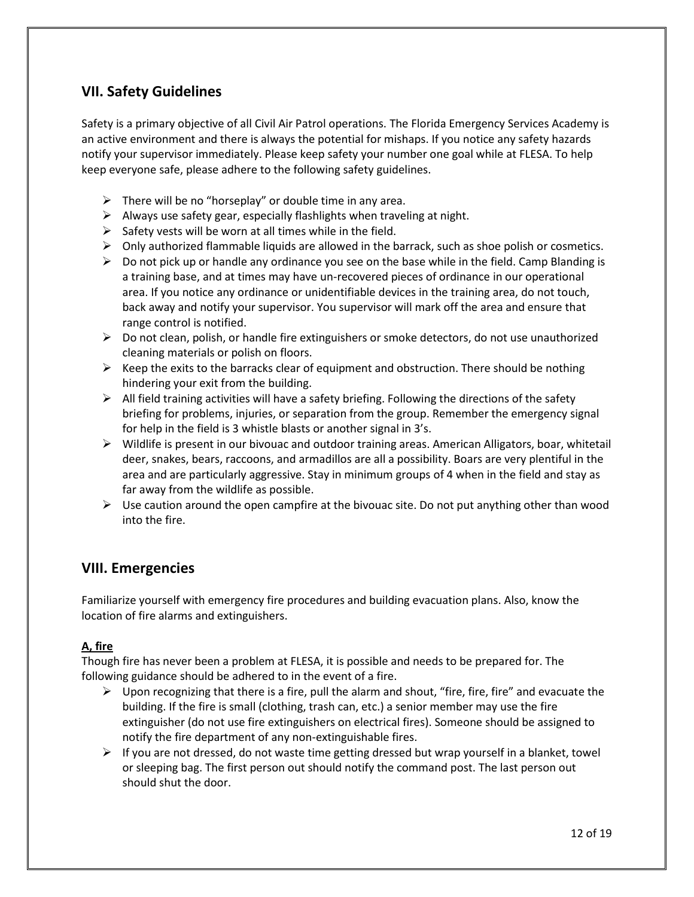## VII. Safety Guidelines

Safety is a primary objective of all Civil Air Patrol operations. The Florida Emergency Services Academy is an active environment and there is always the potential for mishaps. If you notice any safety hazards notify your supervisor immediately. Please keep safety your number one goal while at FLESA. To help keep everyone safe, please adhere to the following safety guidelines.

- There will be no "horseplay" or double time in any area.
- Always use safety gear, especially flashlights when traveling at night.
- Safety vests will be worn at all times while in the field.
- Only authorized flammable liquids are allowed in the barrack, such as shoe polish or cosmetics.
- Do not pick up or handle any ordinance you see on the base while in the field. Camp Blanding is a training base, and at times may have un-recovered pieces of ordinance in our operational area. If you notice any ordinance or unidentifiable devices in the training area, do not touch, back away and notify your supervisor. You supervisor will mark off the area and ensure that range control is notified.
- Do not clean, polish, or handle fire extinguishers or smoke detectors, do not use unauthorized cleaning materials or polish on floors.
- Keep the exits to the barracks clear of equipment and obstruction. There should be nothing hindering your exit from the building.
- All field training activities will have a safety briefing. Following the directions of the safety briefing for problems, injuries, or separation from the group. Remember the emergency signal for help in the field is 3 whistle blasts or another signal in 3's.
- Wildlife is present in our bivouac and outdoor training areas. American Alligators, boar, whitetail deer, snakes, bears, raccoons, and armadillos are all a possibility. Boars are very plentiful in the area and are particularly aggressive. Stay in minimum groups of 4 when in the field and stay as far away from the wildlife as possible.
- Use caution around the open campfire at the bivouac site. Do not put anything other than wood into the fire.

## VIII. Emergencies

Familiarize yourself with emergency fire procedures and building evacuation plans. Also, know the location of fire alarms and extinguishers.

### A, fire

Though fire has never been a problem at FLESA, it is possible and needs to be prepared for. The following guidance should be adhered to in the event of a fire.

- Upon recognizing that there is a fire, pull the alarm and shout, "fire, fire, fire" and evacuate the building. If the fire is small (clothing, trash can, etc.) a senior member may use the fire extinguisher (do not use fire extinguishers on electrical fires). Someone should be assigned to notify the fire department of any non-extinguishable fires.
- If you are not dressed, do not waste time getting dressed but wrap yourself in a blanket, towel or sleeping bag. The first person out should notify the command post. The last person out should shut the door.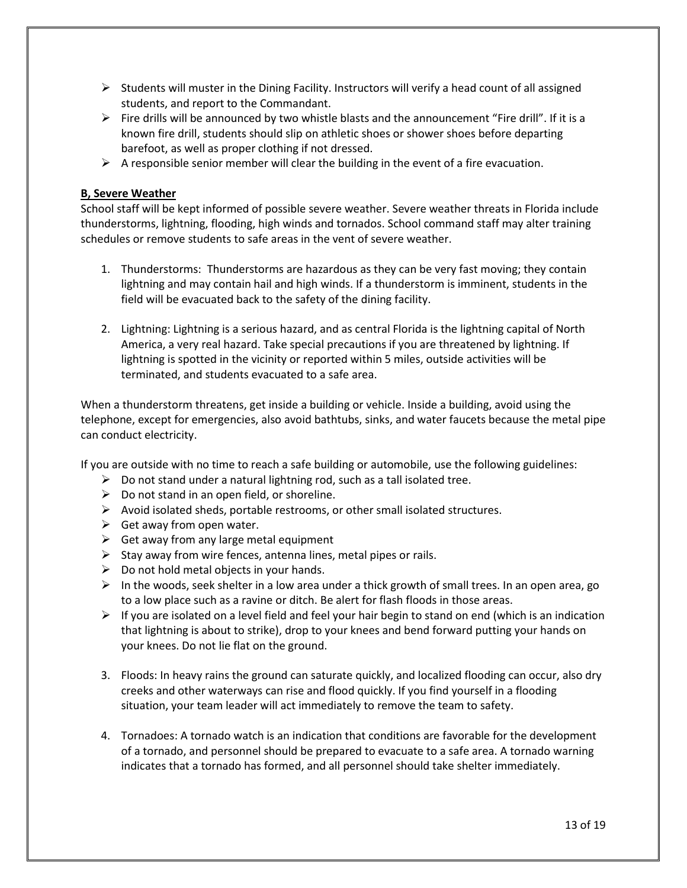- Students will muster in the Dining Facility. Instructors will verify a head count of all assigned students, and report to the Commandant.
- Fire drills will be announced by two whistle blasts and the announcement "Fire drill". If it is a known fire drill, students should slip on athletic shoes or shower shoes before departing barefoot, as well as proper clothing if not dressed.
- A responsible senior member will clear the building in the event of a fire evacuation.

**B, Severe Weather**

School staff will be kept informed of possible severe weather. Severe weather threats in Florida include thunderstorms, lightning, flooding, high winds and tornados. School command staff may alter training schedules or remove students to safe areas in the vent of severe weather.

1. Thunderstorms: Thunderstorms are hazardous as they can be very fast moving; they contain lightning and may contain hail and high winds. If a thunderstorm is imminent, students in the field will be evacuated back to the safety of the dining facility.

2. Lightning: Lightning is a serious hazard, and as central Florida is the lightning capital of North America, a very real hazard. Take special precautions if you are threatened by lightning. If lightning is spotted in the vicinity or reported within 5 miles, outside activities will be terminated, and students evacuated to a safe area.

When a thunderstorm threatens, get inside a building or vehicle. Inside a building, avoid using the telephone, except for emergencies, also avoid bathtubs, sinks, and water faucets because the metal pipe can conduct electricity.

If you are outside with no time to reach a safe building or automobile, use the following guidelines:

- Do not stand under a natural lightning rod, such as a tall isolated tree.
- Do not stand in an open field, or shoreline.
- Avoid isolated sheds, portable restrooms, or other small isolated structures.
- Get away from open water.
- Get away from any large metal equipment
- Stay away from wire fences, antenna lines, metal pipes or rails.
- Do not hold metal objects in your hands.
- In the woods, seek shelter in a low area under a thick growth of small trees. In an open area, go to a low place such as a ravine or ditch. Be alert for flash floods in those areas.
- If you are isolated on a level field and feel your hair begin to stand on end (which is an indication that lightning is about to strike), drop to your knees and bend forward putting your hands on your knees. Do not lie flat on the ground.

3. Floods: In heavy rains the ground can saturate quickly, and localized flooding can occur, also dry creeks and other waterways can rise and flood quickly. If you find yourself in a flooding situation, your team leader will act immediately to remove the team to safety.

4. Tornadoes: A tornado watch is an indication that conditions are favorable for the development of a tornado, and personnel should be prepared to evacuate to a safe area. A tornado warning indicates that a tornado has formed, and all personnel should take shelter immediately.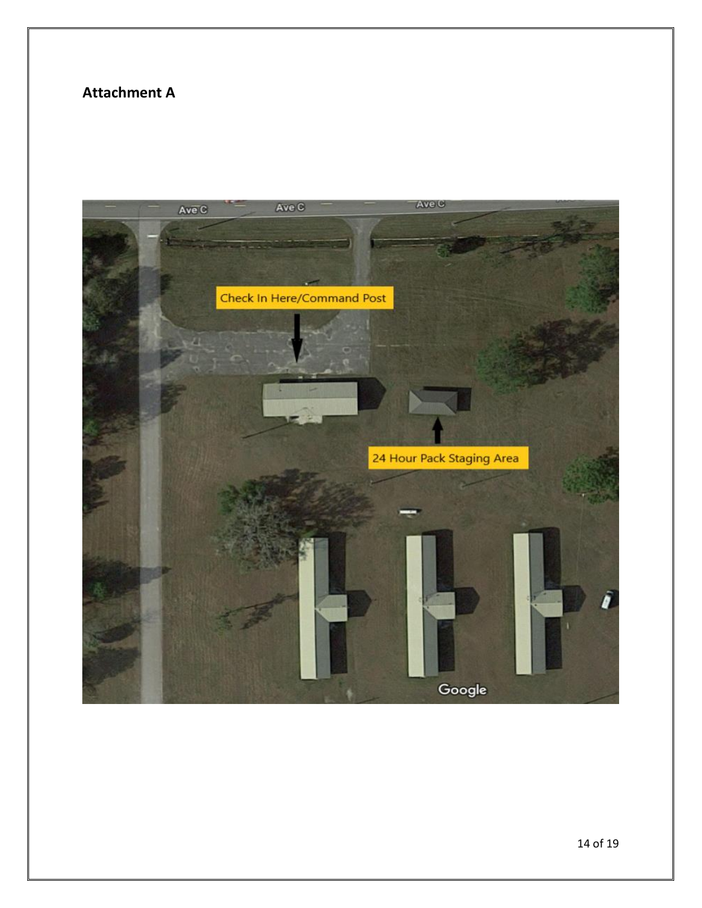## Attachment A

Ave C

Ave C

Ave C

Check In Here/Command Post

24 Hour Pack Staging Area

Google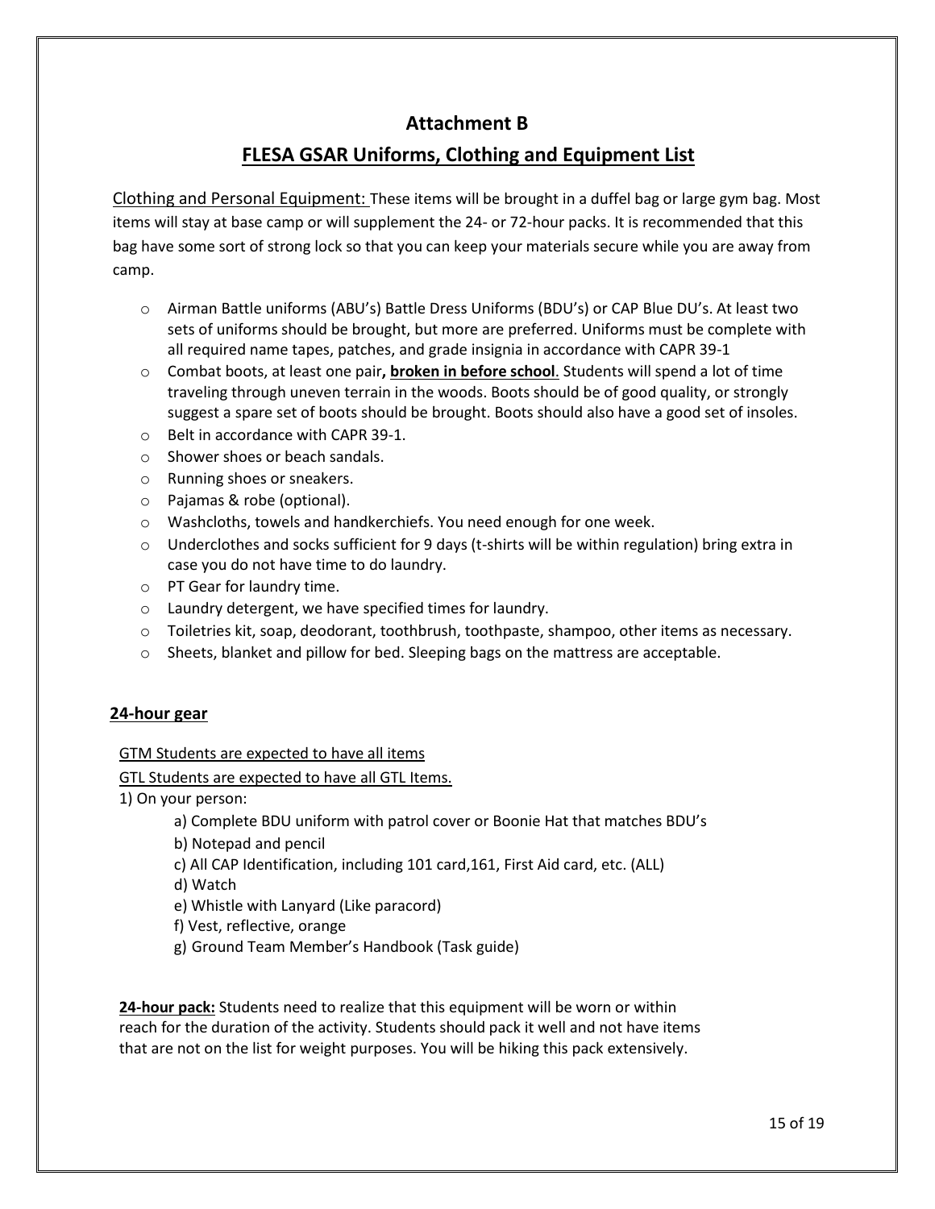# Attachment B

## FLESA GSAR Uniforms, Clothing and Equipment List

Clothing and Personal Equipment: These items will be brought in a duffel bag or large gym bag. Most items will stay at base camp or will supplement the 24- or 72-hour packs. It is recommended that this bag have some sort of strong lock so that you can keep your materials secure while you are away from camp.

- Airman Battle uniforms (ABU's) Battle Dress Uniforms (BDU's) or CAP Blue DU's. At least two sets of uniforms should be brought, but more are preferred. Uniforms must be complete with all required name tapes, patches, and grade insignia in accordance with CAPR 39-1
- Combat boots, at least one pair**, broken in before school**. Students will spend a lot of time traveling through uneven terrain in the woods. Boots should be of good quality, or strongly suggest a spare set of boots should be brought. Boots should also have a good set of insoles.
- Belt in accordance with CAPR 39-1.
- Shower shoes or beach sandals.
- Running shoes or sneakers.
- Pajamas & robe (optional).
- Washcloths, towels and handkerchiefs. You need enough for one week.
- Underclothes and socks sufficient for 9 days (t-shirts will be within regulation) bring extra in case you do not have time to do laundry.
- PT Gear for laundry time.
- Laundry detergent, we have specified times for laundry.
- Toiletries kit, soap, deodorant, toothbrush, toothpaste, shampoo, other items as necessary.
- Sheets, blanket and pillow for bed. Sleeping bags on the mattress are acceptable.

### 24-hour gear

GTM Students are expected to have all items

GTL Students are expected to have all GTL Items.

1) On your person:

   a) Complete BDU uniform with patrol cover or Boonie Hat that matches BDU's

   b) Notepad and pencil

   c) All CAP Identification, including 101 card,161, First Aid card, etc. (ALL)

   d) Watch

   e) Whistle with Lanyard (Like paracord)

   f) Vest, reflective, orange

   g) Ground Team Member's Handbook (Task guide)

**24-hour pack:** Students need to realize that this equipment will be worn or within reach for the duration of the activity. Students should pack it well and not have items that are not on the list for weight purposes. You will be hiking this pack extensively.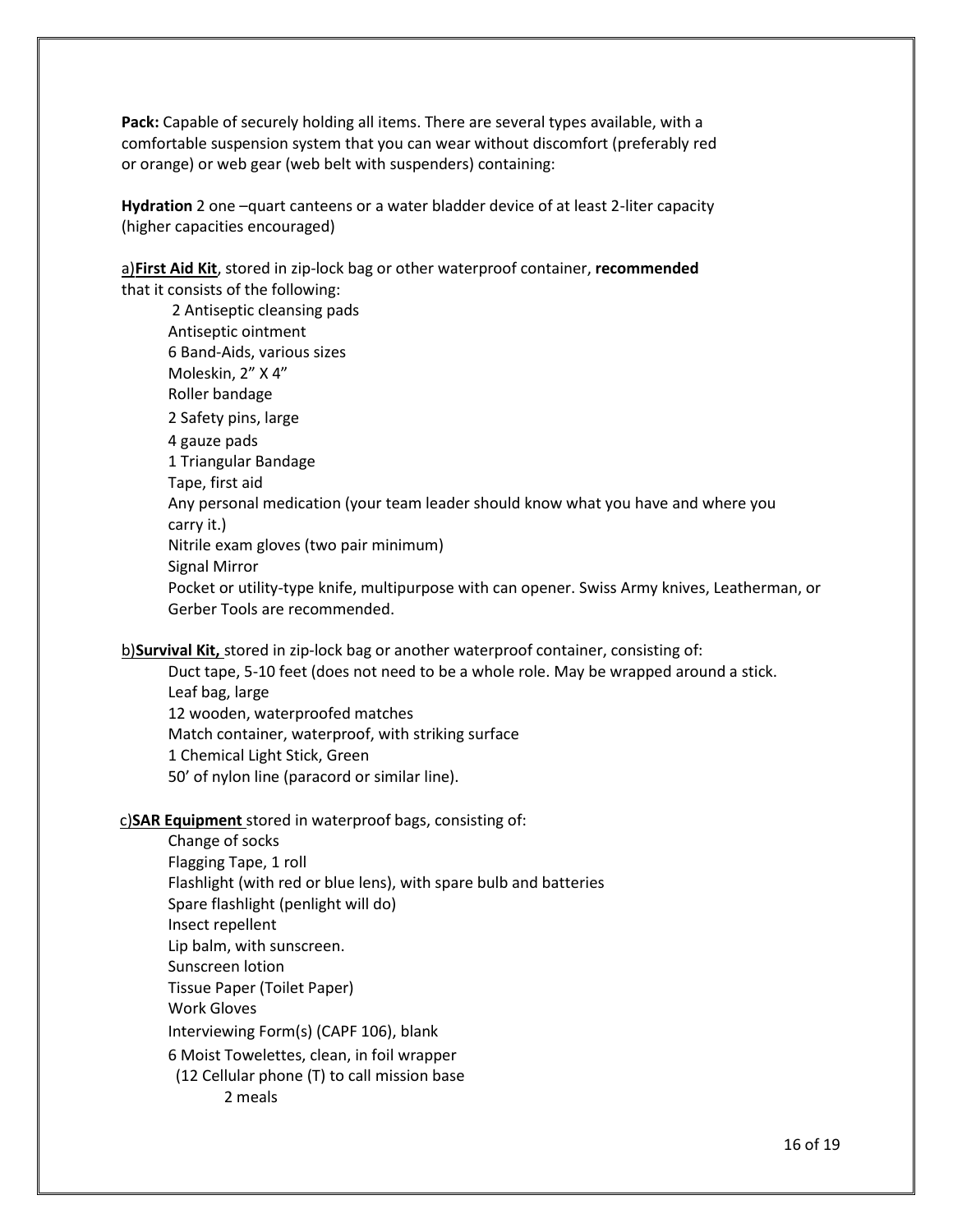**Pack:** Capable of securely holding all items. There are several types available, with a comfortable suspension system that you can wear without discomfort (preferably red or orange) or web gear (web belt with suspenders) containing:

**Hydration** 2 one –quart canteens or a water bladder device of at least 2-liter capacity (higher capacities encouraged)

a)**First Aid Kit**, stored in zip-lock bag or other waterproof container, **recommended** that it consists of the following:

- 2 Antiseptic cleansing pads
- Antiseptic ointment
- 6 Band-Aids, various sizes
- Moleskin, 2" X 4"
- Roller bandage
- 2 Safety pins, large
- 4 gauze pads
- 1 Triangular Bandage
- Tape, first aid
- Any personal medication (your team leader should know what you have and where you carry it.)
- Nitrile exam gloves (two pair minimum)
- Signal Mirror
- Pocket or utility-type knife, multipurpose with can opener. Swiss Army knives, Leatherman, or Gerber Tools are recommended.

b)**Survival Kit,** stored in zip-lock bag or another waterproof container, consisting of:

- Duct tape, 5-10 feet (does not need to be a whole role. May be wrapped around a stick.
- Leaf bag, large
- 12 wooden, waterproofed matches
- Match container, waterproof, with striking surface
- 1 Chemical Light Stick, Green
- 50' of nylon line (paracord or similar line).

c)**SAR Equipment** stored in waterproof bags, consisting of:

- Change of socks
- Flagging Tape, 1 roll
- Flashlight (with red or blue lens), with spare bulb and batteries
- Spare flashlight (penlight will do)
- Insect repellent
- Lip balm, with sunscreen.
- Sunscreen lotion
- Tissue Paper (Toilet Paper)
- Work Gloves
- Interviewing Form(s) (CAPF 106), blank
- 6 Moist Towelettes, clean, in foil wrapper
- (12 Cellular phone (T) to call mission base
- 2 meals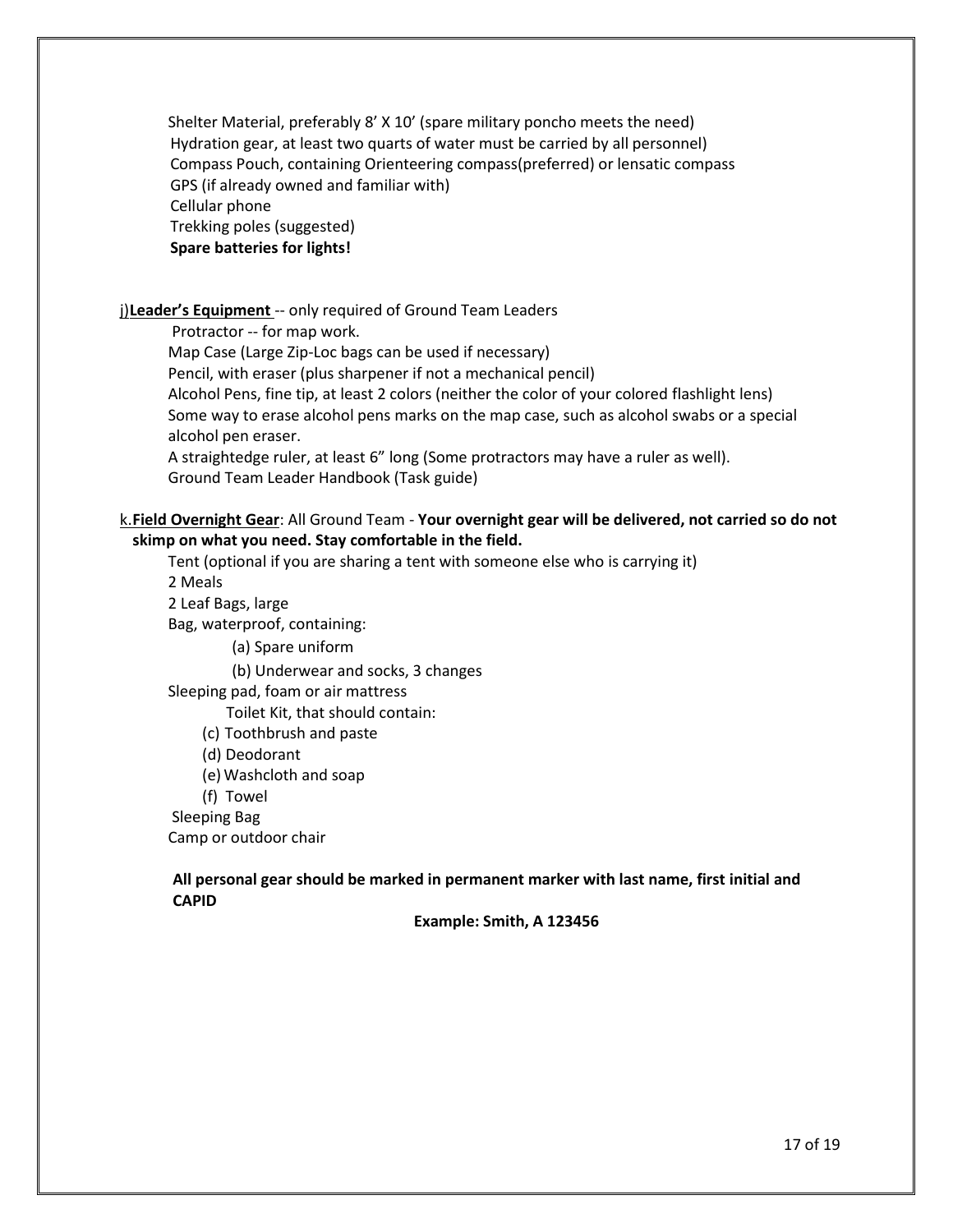Shelter Material, preferably 8' X 10' (spare military poncho meets the need)
Hydration gear, at least two quarts of water must be carried by all personnel)
Compass Pouch, containing Orienteering compass(preferred) or lensatic compass
GPS (if already owned and familiar with)
Cellular phone
Trekking poles (suggested)
**Spare batteries for lights!**

j)**Leader's Equipment** -- only required of Ground Team Leaders

Protractor -- for map work.
Map Case (Large Zip-Loc bags can be used if necessary)
Pencil, with eraser (plus sharpener if not a mechanical pencil)
Alcohol Pens, fine tip, at least 2 colors (neither the color of your colored flashlight lens)
Some way to erase alcohol pens marks on the map case, such as alcohol swabs or a special alcohol pen eraser.
A straightedge ruler, at least 6" long (Some protractors may have a ruler as well).
Ground Team Leader Handbook (Task guide)

k.**Field Overnight Gear**: All Ground Team - **Your overnight gear will be delivered, not carried so do not skimp on what you need. Stay comfortable in the field.**

Tent (optional if you are sharing a tent with someone else who is carrying it)
2 Meals
2 Leaf Bags, large
Bag, waterproof, containing:

(a) Spare uniform
(b) Underwear and socks, 3 changes

Sleeping pad, foam or air mattress

Toilet Kit, that should contain:

(c) Toothbrush and paste
(d) Deodorant
(e) Washcloth and soap
(f) Towel

Sleeping Bag
Camp or outdoor chair

**All personal gear should be marked in permanent marker with last name, first initial and CAPID**

**Example: Smith, A 123456**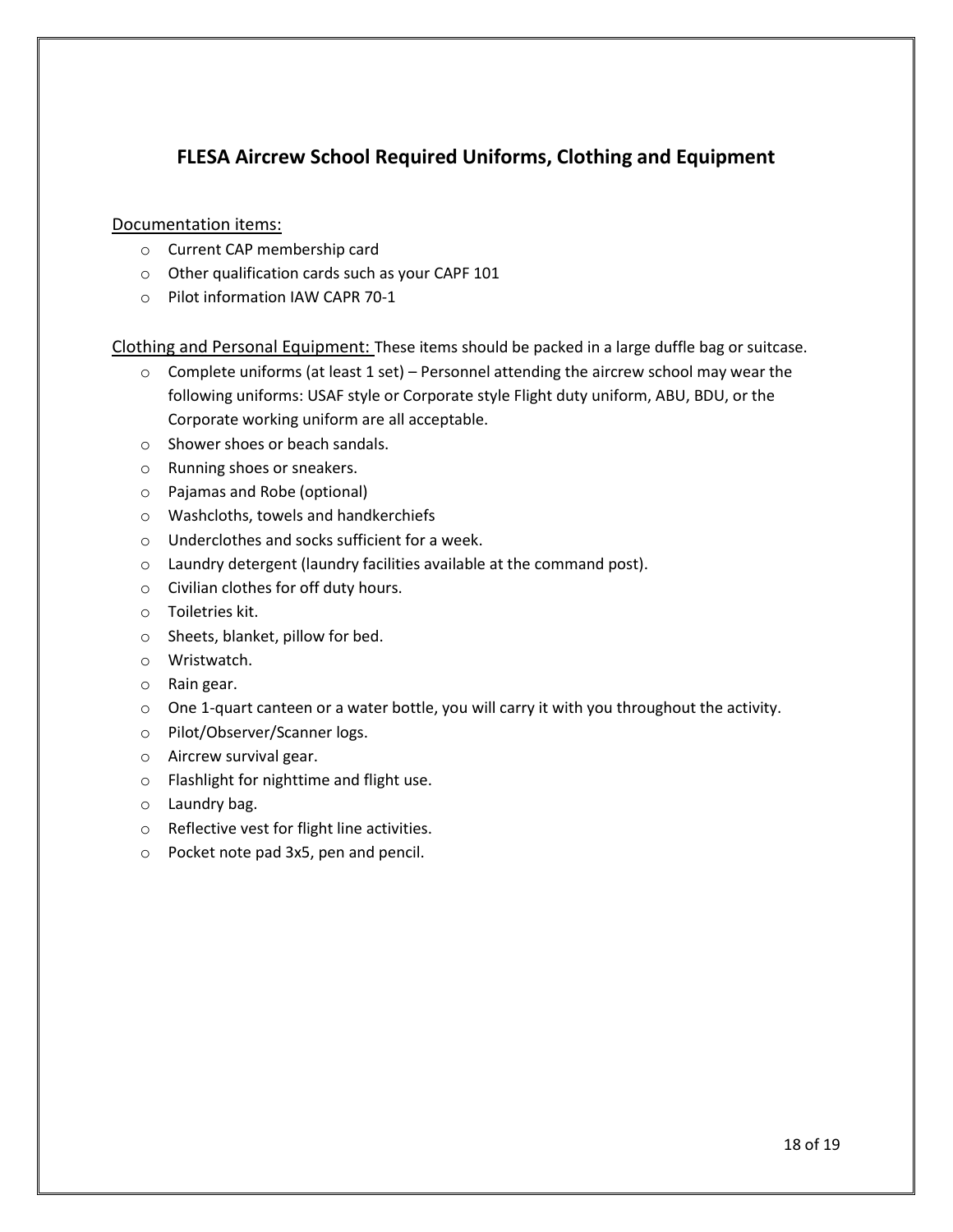## FLESA Aircrew School Required Uniforms, Clothing and Equipment

Documentation items:

- Current CAP membership card
- Other qualification cards such as your CAPF 101
- Pilot information IAW CAPR 70-1

Clothing and Personal Equipment: These items should be packed in a large duffle bag or suitcase.

- Complete uniforms (at least 1 set) – Personnel attending the aircrew school may wear the following uniforms: USAF style or Corporate style Flight duty uniform, ABU, BDU, or the Corporate working uniform are all acceptable.
- Shower shoes or beach sandals.
- Running shoes or sneakers.
- Pajamas and Robe (optional)
- Washcloths, towels and handkerchiefs
- Underclothes and socks sufficient for a week.
- Laundry detergent (laundry facilities available at the command post).
- Civilian clothes for off duty hours.
- Toiletries kit.
- Sheets, blanket, pillow for bed.
- Wristwatch.
- Rain gear.
- One 1-quart canteen or a water bottle, you will carry it with you throughout the activity.
- Pilot/Observer/Scanner logs.
- Aircrew survival gear.
- Flashlight for nighttime and flight use.
- Laundry bag.
- Reflective vest for flight line activities.
- Pocket note pad 3x5, pen and pencil.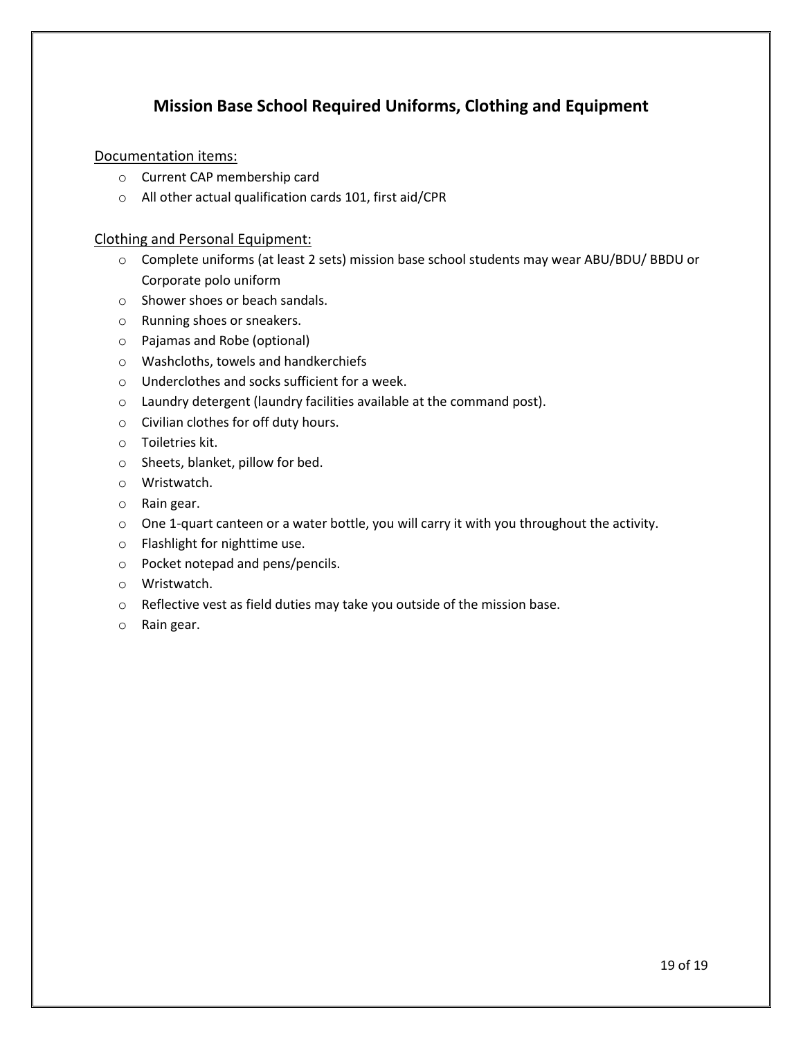## Mission Base School Required Uniforms, Clothing and Equipment

Documentation items:

- Current CAP membership card
- All other actual qualification cards 101, first aid/CPR

Clothing and Personal Equipment:

- Complete uniforms (at least 2 sets) mission base school students may wear ABU/BDU/ BBDU or Corporate polo uniform
- Shower shoes or beach sandals.
- Running shoes or sneakers.
- Pajamas and Robe (optional)
- Washcloths, towels and handkerchiefs
- Underclothes and socks sufficient for a week.
- Laundry detergent (laundry facilities available at the command post).
- Civilian clothes for off duty hours.
- Toiletries kit.
- Sheets, blanket, pillow for bed.
- Wristwatch.
- Rain gear.
- One 1-quart canteen or a water bottle, you will carry it with you throughout the activity.
- Flashlight for nighttime use.
- Pocket notepad and pens/pencils.
- Wristwatch.
- Reflective vest as field duties may take you outside of the mission base.
- Rain gear.